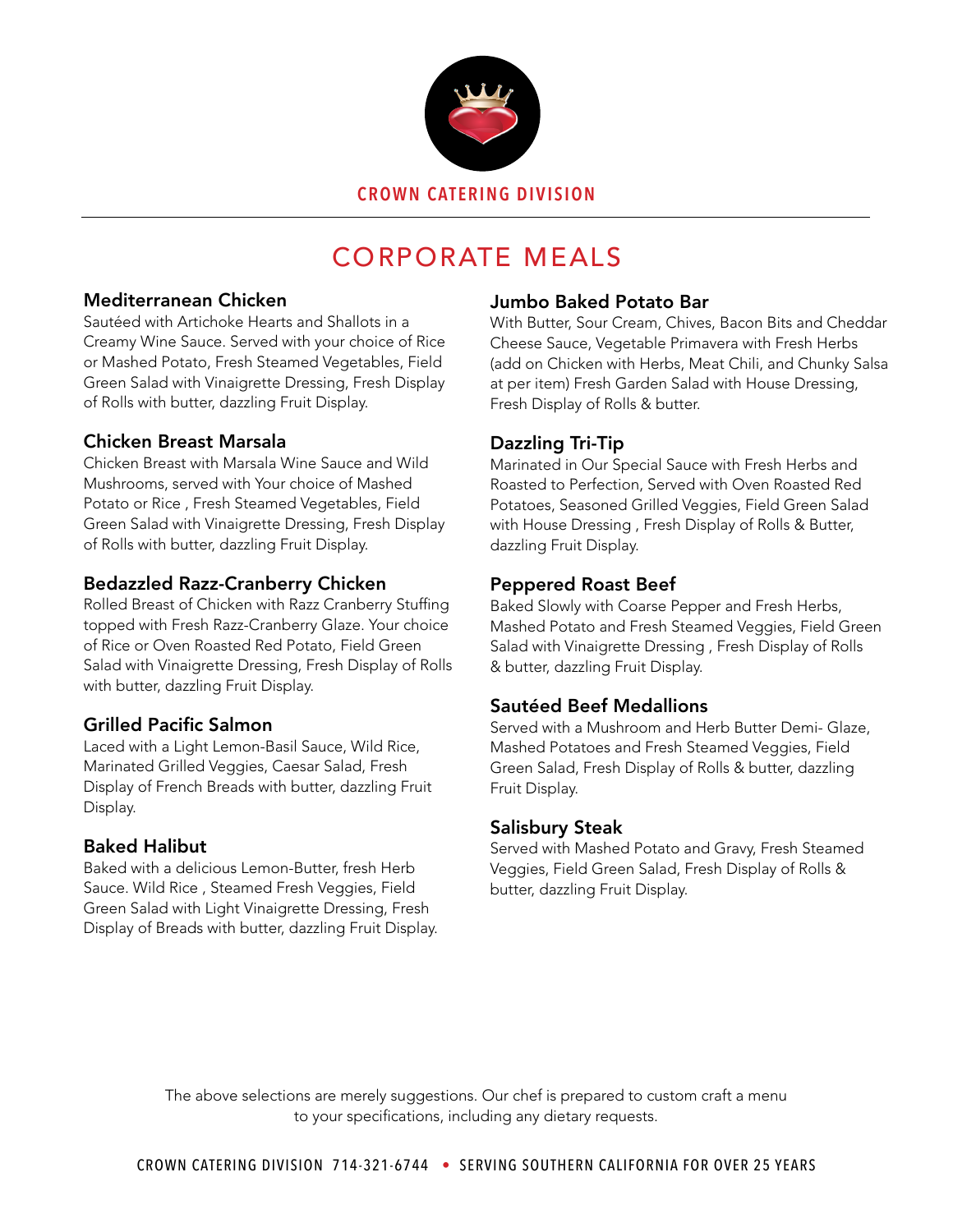CROWN CATERING DIVISION

# CORPORATE MEALS

### Mediterranean Chicken

Sautéed with Artichoke Hearts and Shallots in a Creamy Wine Sauce. Served with your choice of Rice or Mashed Potato, Fresh Steamed Vegetables, Field Green Salad with Vinaigrette Dressing, Fresh Display of Rolls with butter, dazzling Fruit Display.

### Chicken Breast Marsala

Chicken Breast with Marsala Wine Sauce and Wild Mushrooms, served with Your choice of Mashed Potato or Rice , Fresh Steamed Vegetables, Field Green Salad with Vinaigrette Dressing, Fresh Display of Rolls with butter, dazzling Fruit Display.

### Bedazzled Razz-Cranberry Chicken

Rolled Breast of Chicken with Razz Cranberry Stuffing topped with Fresh Razz-Cranberry Glaze. Your choice of Rice or Oven Roasted Red Potato, Field Green Salad with Vinaigrette Dressing, Fresh Display of Rolls with butter, dazzling Fruit Display.

### Grilled Pacific Salmon

Laced with a Light Lemon-Basil Sauce, Wild Rice, Marinated Grilled Veggies, Caesar Salad, Fresh Display of French Breads with butter, dazzling Fruit Display.

### Baked Halibut

Baked with a delicious Lemon-Butter, fresh Herb Sauce. Wild Rice , Steamed Fresh Veggies, Field Green Salad with Light Vinaigrette Dressing, Fresh Display of Breads with butter, dazzling Fruit Display.

### Jumbo Baked Potato Bar

With Butter, Sour Cream, Chives, Bacon Bits and Cheddar Cheese Sauce, Vegetable Primavera with Fresh Herbs (add on Chicken with Herbs, Meat Chili, and Chunky Salsa at per item) Fresh Garden Salad with House Dressing, Fresh Display of Rolls & butter.

### Dazzling Tri-Tip

Marinated in Our Special Sauce with Fresh Herbs and Roasted to Perfection, Served with Oven Roasted Red Potatoes, Seasoned Grilled Veggies, Field Green Salad with House Dressing , Fresh Display of Rolls & Butter, dazzling Fruit Display.

### Peppered Roast Beef

Baked Slowly with Coarse Pepper and Fresh Herbs, Mashed Potato and Fresh Steamed Veggies, Field Green Salad with Vinaigrette Dressing , Fresh Display of Rolls & butter, dazzling Fruit Display.

### Sautéed Beef Medallions

Served with a Mushroom and Herb Butter Demi- Glaze, Mashed Potatoes and Fresh Steamed Veggies, Field Green Salad, Fresh Display of Rolls & butter, dazzling Fruit Display.

### Salisbury Steak

Served with Mashed Potato and Gravy, Fresh Steamed Veggies, Field Green Salad, Fresh Display of Rolls & butter, dazzling Fruit Display.

The above selections are merely suggestions. Our chef is prepared to custom craft a menu to your specifications, including any dietary requests.

CROWN CATERING DIVISION 714-321-6744 • SERVING SOUTHERN CALIFORNIA FOR OVER 25 YEARS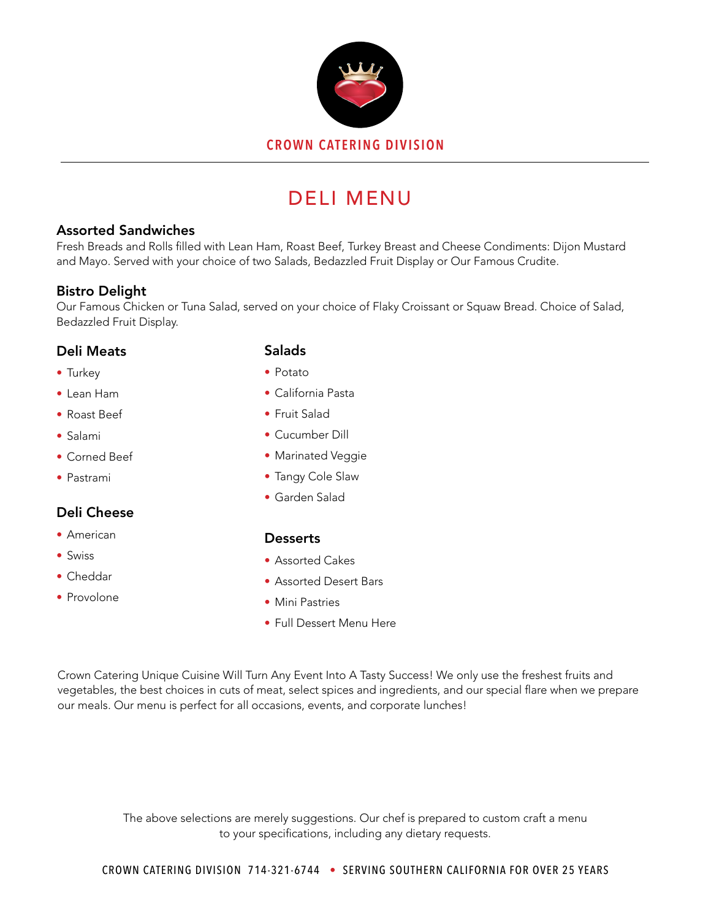CROWN CATERING DIVISION

# DELI MENU

### Assorted Sandwiches

Fresh Breads and Rolls filled with Lean Ham, Roast Beef, Turkey Breast and Cheese Condiments: Dijon Mustard and Mayo. Served with your choice of two Salads, Bedazzled Fruit Display or Our Famous Crudite.

### Bistro Delight

Our Famous Chicken or Tuna Salad, served on your choice of Flaky Croissant or Squaw Bread. Choice of Salad, Bedazzled Fruit Display.

### Deli Meats

- Turkey
- Lean Ham
- Roast Beef
- Salami
- Corned Beef
- Pastrami

### Deli Cheese

- American
- Swiss
- Cheddar
- Provolone

### Salads

- Potato
- California Pasta
- Fruit Salad
- Cucumber Dill
- Marinated Veggie
- Tangy Cole Slaw
- Garden Salad

### Desserts

- Assorted Cakes
- Assorted Desert Bars
- Mini Pastries
- Full Dessert Menu Here

Crown Catering Unique Cuisine Will Turn Any Event Into A Tasty Success! We only use the freshest fruits and vegetables, the best choices in cuts of meat, select spices and ingredients, and our special flare when we prepare our meals. Our menu is perfect for all occasions, events, and corporate lunches!

The above selections are merely suggestions. Our chef is prepared to custom craft a menu to your specifications, including any dietary requests.

CROWN CATERING DIVISION 714-321-6744 • SERVING SOUTHERN CALIFORNIA FOR OVER 25 YEARS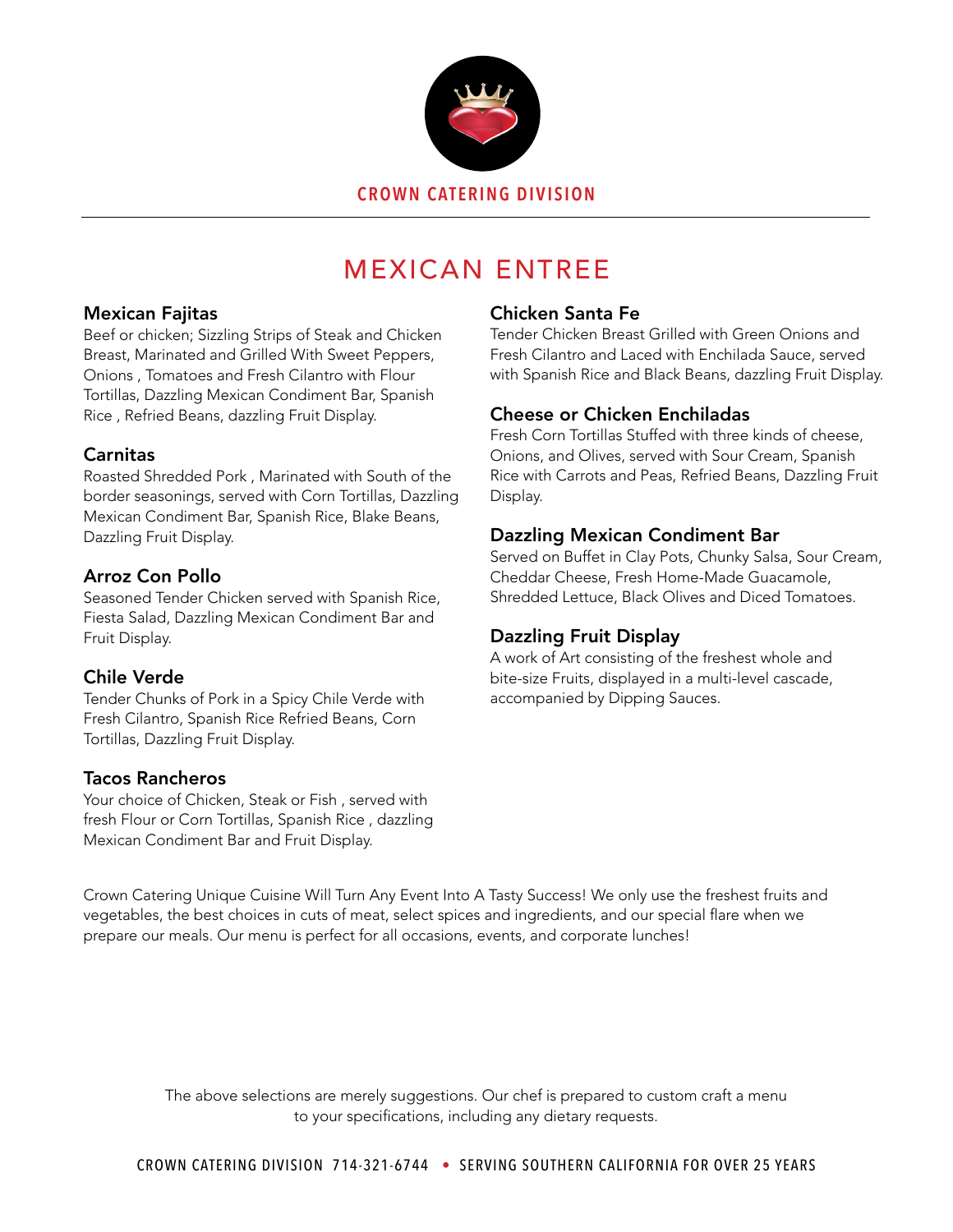CROWN CATERING DIVISION

# MEXICAN ENTREE

### Mexican Fajitas

Beef or chicken; Sizzling Strips of Steak and Chicken Breast, Marinated and Grilled With Sweet Peppers, Onions , Tomatoes and Fresh Cilantro with Flour Tortillas, Dazzling Mexican Condiment Bar, Spanish Rice , Refried Beans, dazzling Fruit Display.

### Carnitas

Roasted Shredded Pork , Marinated with South of the border seasonings, served with Corn Tortillas, Dazzling Mexican Condiment Bar, Spanish Rice, Blake Beans, Dazzling Fruit Display.

### Arroz Con Pollo

Seasoned Tender Chicken served with Spanish Rice, Fiesta Salad, Dazzling Mexican Condiment Bar and Fruit Display.

### Chile Verde

Tender Chunks of Pork in a Spicy Chile Verde with Fresh Cilantro, Spanish Rice Refried Beans, Corn Tortillas, Dazzling Fruit Display.

### Tacos Rancheros

Your choice of Chicken, Steak or Fish , served with fresh Flour or Corn Tortillas, Spanish Rice , dazzling Mexican Condiment Bar and Fruit Display.

### Chicken Santa Fe

Tender Chicken Breast Grilled with Green Onions and Fresh Cilantro and Laced with Enchilada Sauce, served with Spanish Rice and Black Beans, dazzling Fruit Display.

### Cheese or Chicken Enchiladas

Fresh Corn Tortillas Stuffed with three kinds of cheese, Onions, and Olives, served with Sour Cream, Spanish Rice with Carrots and Peas, Refried Beans, Dazzling Fruit Display.

### Dazzling Mexican Condiment Bar

Served on Buffet in Clay Pots, Chunky Salsa, Sour Cream, Cheddar Cheese, Fresh Home-Made Guacamole, Shredded Lettuce, Black Olives and Diced Tomatoes.

### Dazzling Fruit Display

A work of Art consisting of the freshest whole and bite-size Fruits, displayed in a multi-level cascade, accompanied by Dipping Sauces.

Crown Catering Unique Cuisine Will Turn Any Event Into A Tasty Success! We only use the freshest fruits and vegetables, the best choices in cuts of meat, select spices and ingredients, and our special flare when we prepare our meals. Our menu is perfect for all occasions, events, and corporate lunches!

The above selections are merely suggestions. Our chef is prepared to custom craft a menu to your specifications, including any dietary requests.

CROWN CATERING DIVISION 714-321-6744 • SERVING SOUTHERN CALIFORNIA FOR OVER 25 YEARS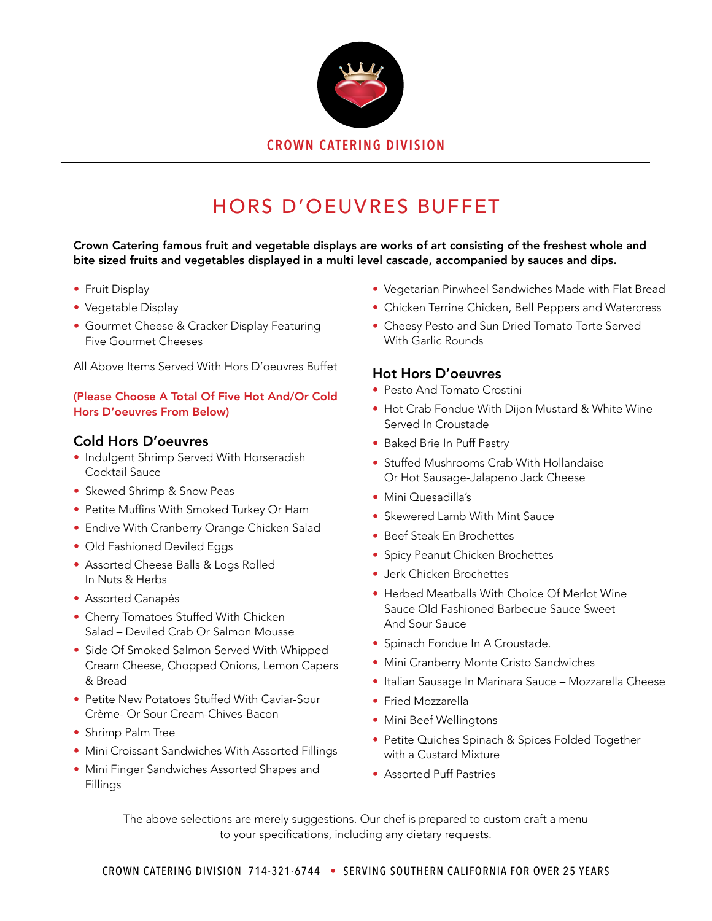CROWN CATERING DIVISION

# HORS D'OEUVRES BUFFET

**Crown Catering famous fruit and vegetable displays are works of art consisting of the freshest whole and bite sized fruits and vegetables displayed in a multi level cascade, accompanied by sauces and dips.**

- Fruit Display
- Vegetable Display
- Gourmet Cheese & Cracker Display Featuring Five Gourmet Cheeses

All Above Items Served With Hors D'oeuvres Buffet

**(Please Choose A Total Of Five Hot And/Or Cold Hors D'oeuvres From Below)**

## Cold Hors D'oeuvres

- Indulgent Shrimp Served With Horseradish Cocktail Sauce
- Skewed Shrimp & Snow Peas
- Petite Muffins With Smoked Turkey Or Ham
- Endive With Cranberry Orange Chicken Salad
- Old Fashioned Deviled Eggs
- Assorted Cheese Balls & Logs Rolled In Nuts & Herbs
- Assorted Canapés
- Cherry Tomatoes Stuffed With Chicken Salad – Deviled Crab Or Salmon Mousse
- Side Of Smoked Salmon Served With Whipped Cream Cheese, Chopped Onions, Lemon Capers & Bread
- Petite New Potatoes Stuffed With Caviar-Sour Crème- Or Sour Cream-Chives-Bacon
- Shrimp Palm Tree
- Mini Croissant Sandwiches With Assorted Fillings
- Mini Finger Sandwiches Assorted Shapes and Fillings
- Vegetarian Pinwheel Sandwiches Made with Flat Bread
- Chicken Terrine Chicken, Bell Peppers and Watercress
- Cheesy Pesto and Sun Dried Tomato Torte Served With Garlic Rounds

## Hot Hors D'oeuvres

- Pesto And Tomato Crostini
- Hot Crab Fondue With Dijon Mustard & White Wine Served In Croustade
- Baked Brie In Puff Pastry
- Stuffed Mushrooms Crab With Hollandaise Or Hot Sausage-Jalapeno Jack Cheese
- Mini Quesadilla's
- Skewered Lamb With Mint Sauce
- Beef Steak En Brochettes
- Spicy Peanut Chicken Brochettes
- Jerk Chicken Brochettes
- Herbed Meatballs With Choice Of Merlot Wine Sauce Old Fashioned Barbecue Sauce Sweet And Sour Sauce
- Spinach Fondue In A Croustade.
- Mini Cranberry Monte Cristo Sandwiches
- Italian Sausage In Marinara Sauce – Mozzarella Cheese
- Fried Mozzarella
- Mini Beef Wellingtons
- Petite Quiches Spinach & Spices Folded Together with a Custard Mixture
- Assorted Puff Pastries

The above selections are merely suggestions. Our chef is prepared to custom craft a menu to your specifications, including any dietary requests.

CROWN CATERING DIVISION 714-321-6744 • SERVING SOUTHERN CALIFORNIA FOR OVER 25 YEARS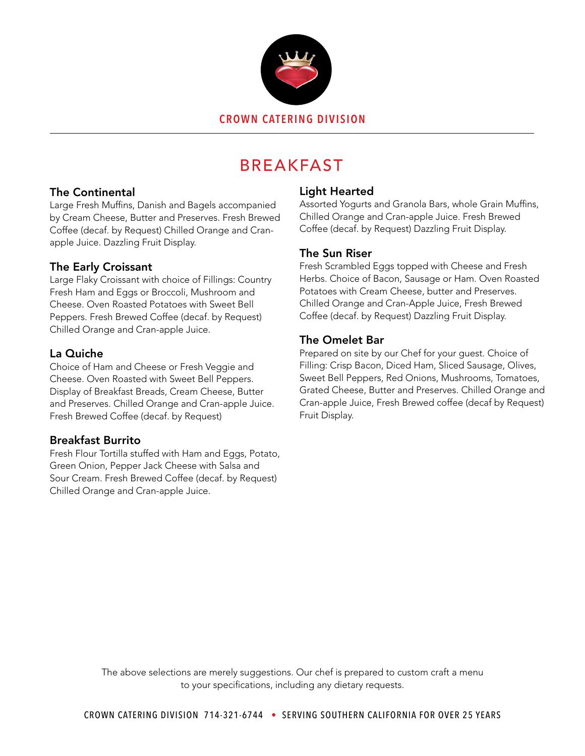CROWN CATERING DIVISION

# BREAKFAST

### The Continental

Large Fresh Muffins, Danish and Bagels accompanied by Cream Cheese, Butter and Preserves. Fresh Brewed Coffee (decaf. by Request) Chilled Orange and Cran-apple Juice. Dazzling Fruit Display.

### The Early Croissant

Large Flaky Croissant with choice of Fillings: Country Fresh Ham and Eggs or Broccoli, Mushroom and Cheese. Oven Roasted Potatoes with Sweet Bell Peppers. Fresh Brewed Coffee (decaf. by Request) Chilled Orange and Cran-apple Juice.

### La Quiche

Choice of Ham and Cheese or Fresh Veggie and Cheese. Oven Roasted with Sweet Bell Peppers. Display of Breakfast Breads, Cream Cheese, Butter and Preserves. Chilled Orange and Cran-apple Juice. Fresh Brewed Coffee (decaf. by Request)

### Breakfast Burrito

Fresh Flour Tortilla stuffed with Ham and Eggs, Potato, Green Onion, Pepper Jack Cheese with Salsa and Sour Cream. Fresh Brewed Coffee (decaf. by Request) Chilled Orange and Cran-apple Juice.

### Light Hearted

Assorted Yogurts and Granola Bars, whole Grain Muffins, Chilled Orange and Cran-apple Juice. Fresh Brewed Coffee (decaf. by Request) Dazzling Fruit Display.

### The Sun Riser

Fresh Scrambled Eggs topped with Cheese and Fresh Herbs. Choice of Bacon, Sausage or Ham. Oven Roasted Potatoes with Cream Cheese, butter and Preserves. Chilled Orange and Cran-Apple Juice, Fresh Brewed Coffee (decaf. by Request) Dazzling Fruit Display.

### The Omelet Bar

Prepared on site by our Chef for your guest. Choice of Filling: Crisp Bacon, Diced Ham, Sliced Sausage, Olives, Sweet Bell Peppers, Red Onions, Mushrooms, Tomatoes, Grated Cheese, Butter and Preserves. Chilled Orange and Cran-apple Juice, Fresh Brewed coffee (decaf by Request) Fruit Display.

The above selections are merely suggestions. Our chef is prepared to custom craft a menu to your specifications, including any dietary requests.

CROWN CATERING DIVISION 714-321-6744 • SERVING SOUTHERN CALIFORNIA FOR OVER 25 YEARS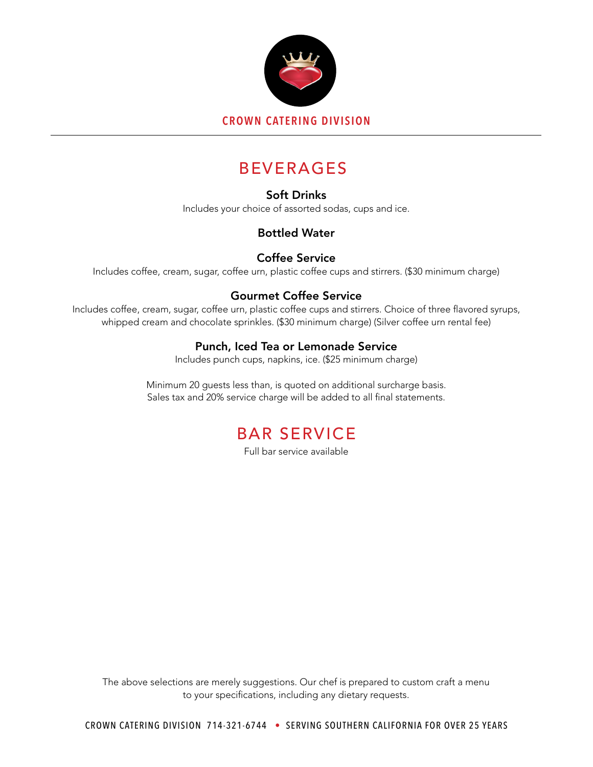CROWN CATERING DIVISION

# BEVERAGES

### Soft Drinks

Includes your choice of assorted sodas, cups and ice.

### Bottled Water

### Coffee Service

Includes coffee, cream, sugar, coffee urn, plastic coffee cups and stirrers. ($30 minimum charge)

### Gourmet Coffee Service

Includes coffee, cream, sugar, coffee urn, plastic coffee cups and stirrers. Choice of three flavored syrups, whipped cream and chocolate sprinkles. ($30 minimum charge) (Silver coffee urn rental fee)

### Punch, Iced Tea or Lemonade Service

Includes punch cups, napkins, ice. ($25 minimum charge)

Minimum 20 guests less than, is quoted on additional surcharge basis.
Sales tax and 20% service charge will be added to all final statements.

# BAR SERVICE

Full bar service available

The above selections are merely suggestions. Our chef is prepared to custom craft a menu to your specifications, including any dietary requests.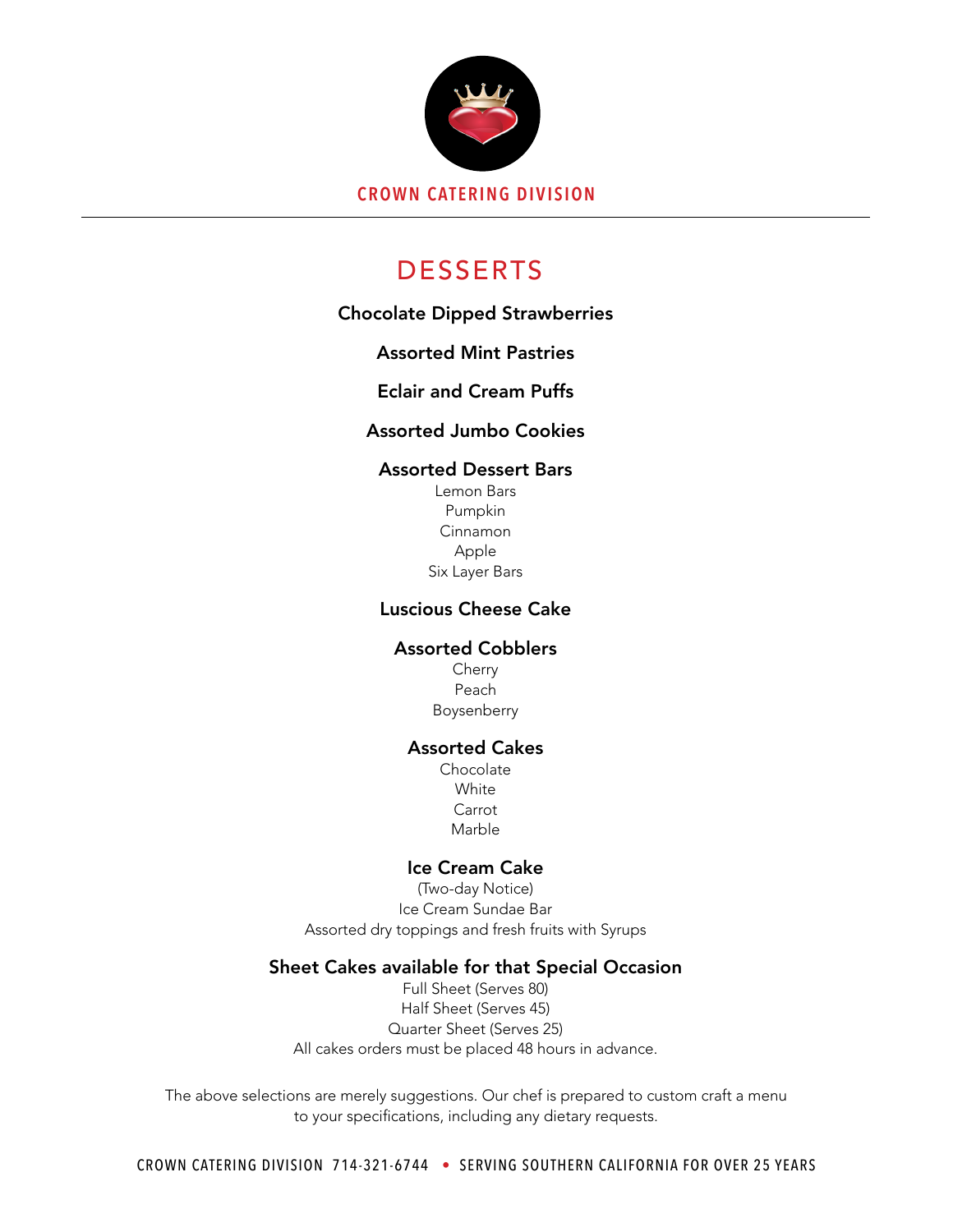**CROWN CATERING DIVISION**

# DESSERTS

**Chocolate Dipped Strawberries**

**Assorted Mint Pastries**

**Eclair and Cream Puffs**

**Assorted Jumbo Cookies**

**Assorted Dessert Bars**

Lemon Bars
Pumpkin
Cinnamon
Apple
Six Layer Bars

**Luscious Cheese Cake**

**Assorted Cobblers**

Cherry
Peach
Boysenberry

**Assorted Cakes**

Chocolate
White
Carrot
Marble

**Ice Cream Cake**

(Two-day Notice)
Ice Cream Sundae Bar
Assorted dry toppings and fresh fruits with Syrups

**Sheet Cakes available for that Special Occasion**

Full Sheet (Serves 80)
Half Sheet (Serves 45)
Quarter Sheet (Serves 25)
All cakes orders must be placed 48 hours in advance.

The above selections are merely suggestions. Our chef is prepared to custom craft a menu to your specifications, including any dietary requests.

CROWN CATERING DIVISION 714-321-6744 • SERVING SOUTHERN CALIFORNIA FOR OVER 25 YEARS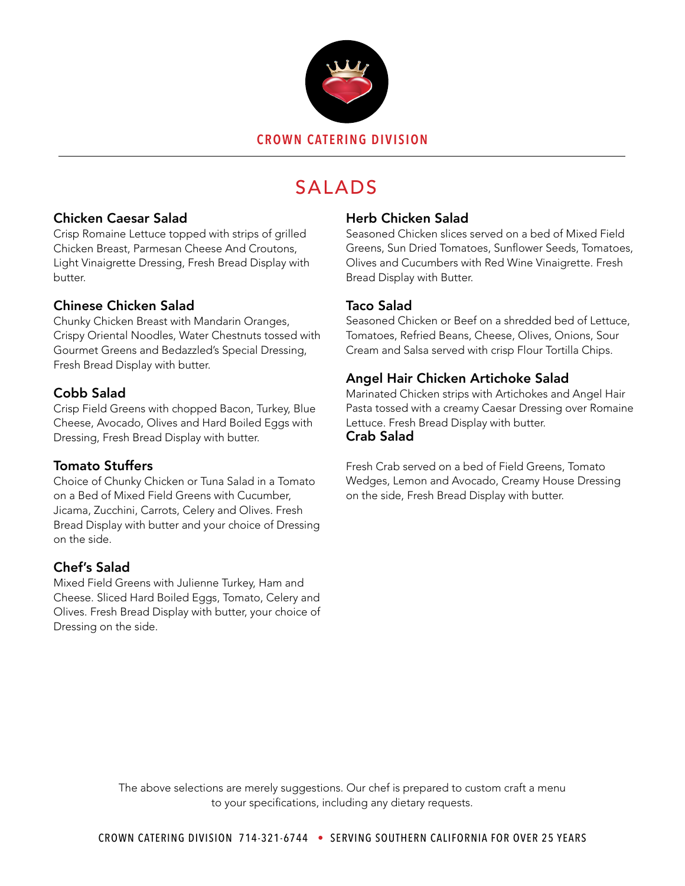**CROWN CATERING DIVISION**

# SALADS

### Chicken Caesar Salad
Crisp Romaine Lettuce topped with strips of grilled Chicken Breast, Parmesan Cheese And Croutons, Light Vinaigrette Dressing, Fresh Bread Display with butter.

### Chinese Chicken Salad
Chunky Chicken Breast with Mandarin Oranges, Crispy Oriental Noodles, Water Chestnuts tossed with Gourmet Greens and Bedazzled's Special Dressing, Fresh Bread Display with butter.

### Cobb Salad
Crisp Field Greens with chopped Bacon, Turkey, Blue Cheese, Avocado, Olives and Hard Boiled Eggs with Dressing, Fresh Bread Display with butter.

### Tomato Stuffers
Choice of Chunky Chicken or Tuna Salad in a Tomato on a Bed of Mixed Field Greens with Cucumber, Jicama, Zucchini, Carrots, Celery and Olives. Fresh Bread Display with butter and your choice of Dressing on the side.

### Chef's Salad
Mixed Field Greens with Julienne Turkey, Ham and Cheese. Sliced Hard Boiled Eggs, Tomato, Celery and Olives. Fresh Bread Display with butter, your choice of Dressing on the side.

### Herb Chicken Salad
Seasoned Chicken slices served on a bed of Mixed Field Greens, Sun Dried Tomatoes, Sunflower Seeds, Tomatoes, Olives and Cucumbers with Red Wine Vinaigrette. Fresh Bread Display with Butter.

### Taco Salad
Seasoned Chicken or Beef on a shredded bed of Lettuce, Tomatoes, Refried Beans, Cheese, Olives, Onions, Sour Cream and Salsa served with crisp Flour Tortilla Chips.

### Angel Hair Chicken Artichoke Salad
Marinated Chicken strips with Artichokes and Angel Hair Pasta tossed with a creamy Caesar Dressing over Romaine Lettuce. Fresh Bread Display with butter.

### Crab Salad
Fresh Crab served on a bed of Field Greens, Tomato Wedges, Lemon and Avocado, Creamy House Dressing on the side, Fresh Bread Display with butter.

The above selections are merely suggestions. Our chef is prepared to custom craft a menu to your specifications, including any dietary requests.

CROWN CATERING DIVISION 714-321-6744 • SERVING SOUTHERN CALIFORNIA FOR OVER 25 YEARS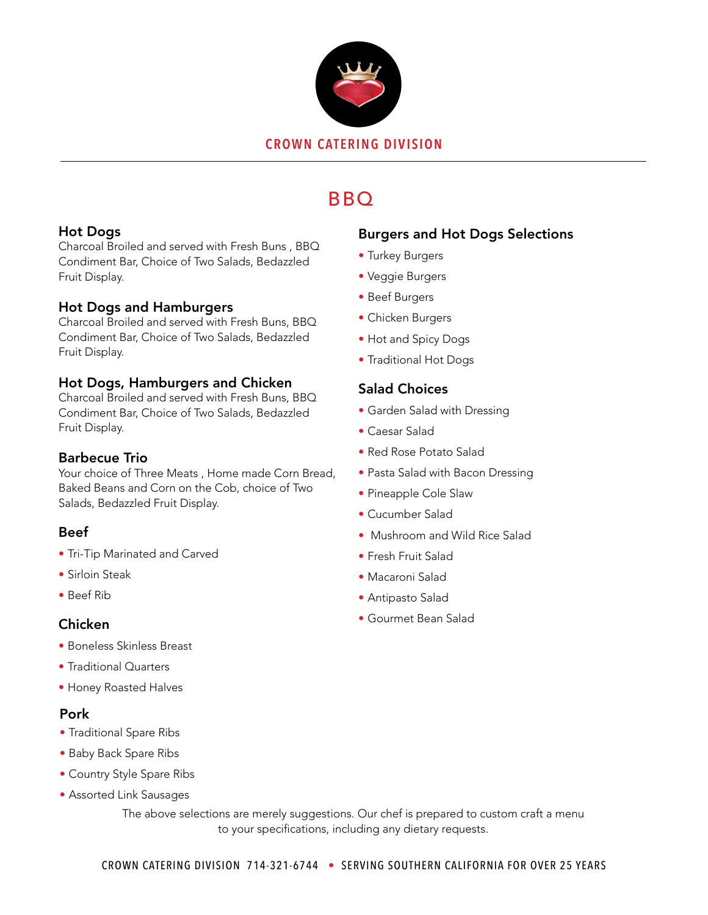CROWN CATERING DIVISION

# BBQ

### Hot Dogs
Charcoal Broiled and served with Fresh Buns , BBQ Condiment Bar, Choice of Two Salads, Bedazzled Fruit Display.

### Hot Dogs and Hamburgers
Charcoal Broiled and served with Fresh Buns, BBQ Condiment Bar, Choice of Two Salads, Bedazzled Fruit Display.

### Hot Dogs, Hamburgers and Chicken
Charcoal Broiled and served with Fresh Buns, BBQ Condiment Bar, Choice of Two Salads, Bedazzled Fruit Display.

### Barbecue Trio
Your choice of Three Meats , Home made Corn Bread, Baked Beans and Corn on the Cob, choice of Two Salads, Bedazzled Fruit Display.

### Beef
- Tri-Tip Marinated and Carved
- Sirloin Steak
- Beef Rib

### Chicken
- Boneless Skinless Breast
- Traditional Quarters
- Honey Roasted Halves

### Pork
- Traditional Spare Ribs
- Baby Back Spare Ribs
- Country Style Spare Ribs
- Assorted Link Sausages

### Burgers and Hot Dogs Selections
- Turkey Burgers
- Veggie Burgers
- Beef Burgers
- Chicken Burgers
- Hot and Spicy Dogs
- Traditional Hot Dogs

### Salad Choices
- Garden Salad with Dressing
- Caesar Salad
- Red Rose Potato Salad
- Pasta Salad with Bacon Dressing
- Pineapple Cole Slaw
- Cucumber Salad
- Mushroom and Wild Rice Salad
- Fresh Fruit Salad
- Macaroni Salad
- Antipasto Salad
- Gourmet Bean Salad

The above selections are merely suggestions. Our chef is prepared to custom craft a menu to your specifications, including any dietary requests.

CROWN CATERING DIVISION 714-321-6744 • SERVING SOUTHERN CALIFORNIA FOR OVER 25 YEARS